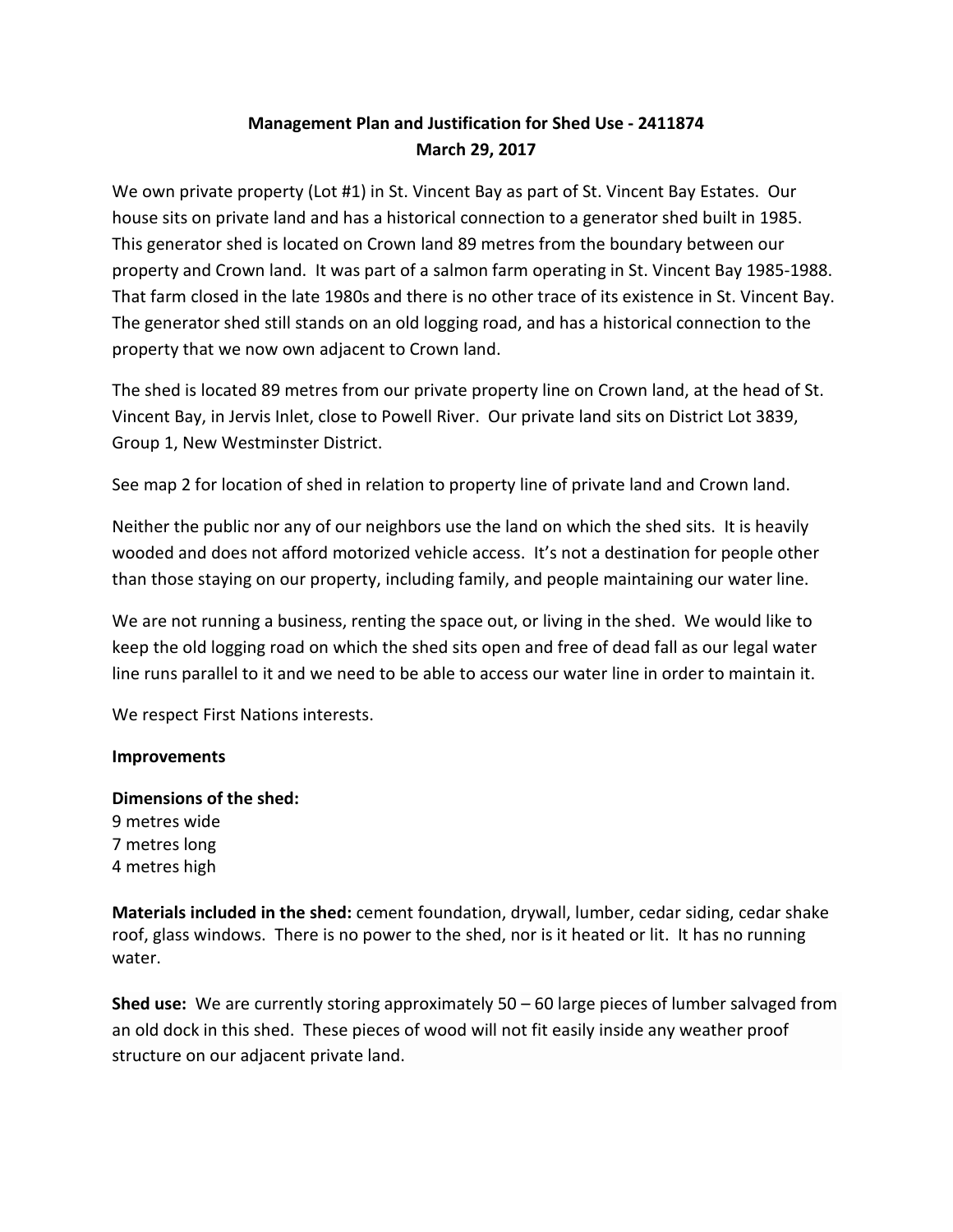**Management Plan and Justification for Shed Use - 2411874**
**March 29, 2017**

We own private property (Lot #1) in St. Vincent Bay as part of St. Vincent Bay Estates. Our house sits on private land and has a historical connection to a generator shed built in 1985. This generator shed is located on Crown land 89 metres from the boundary between our property and Crown land. It was part of a salmon farm operating in St. Vincent Bay 1985-1988. That farm closed in the late 1980s and there is no other trace of its existence in St. Vincent Bay. The generator shed still stands on an old logging road, and has a historical connection to the property that we now own adjacent to Crown land.

The shed is located 89 metres from our private property line on Crown land, at the head of St. Vincent Bay, in Jervis Inlet, close to Powell River. Our private land sits on District Lot 3839, Group 1, New Westminster District.

See map 2 for location of shed in relation to property line of private land and Crown land.

Neither the public nor any of our neighbors use the land on which the shed sits. It is heavily wooded and does not afford motorized vehicle access. It's not a destination for people other than those staying on our property, including family, and people maintaining our water line.

We are not running a business, renting the space out, or living in the shed. We would like to keep the old logging road on which the shed sits open and free of dead fall as our legal water line runs parallel to it and we need to be able to access our water line in order to maintain it.

We respect First Nations interests.

**Improvements**

**Dimensions of the shed:**
9 metres wide
7 metres long
4 metres high

**Materials included in the shed:** cement foundation, drywall, lumber, cedar siding, cedar shake roof, glass windows. There is no power to the shed, nor is it heated or lit. It has no running water.

**Shed use:** We are currently storing approximately 50 – 60 large pieces of lumber salvaged from an old dock in this shed. These pieces of wood will not fit easily inside any weather proof structure on our adjacent private land.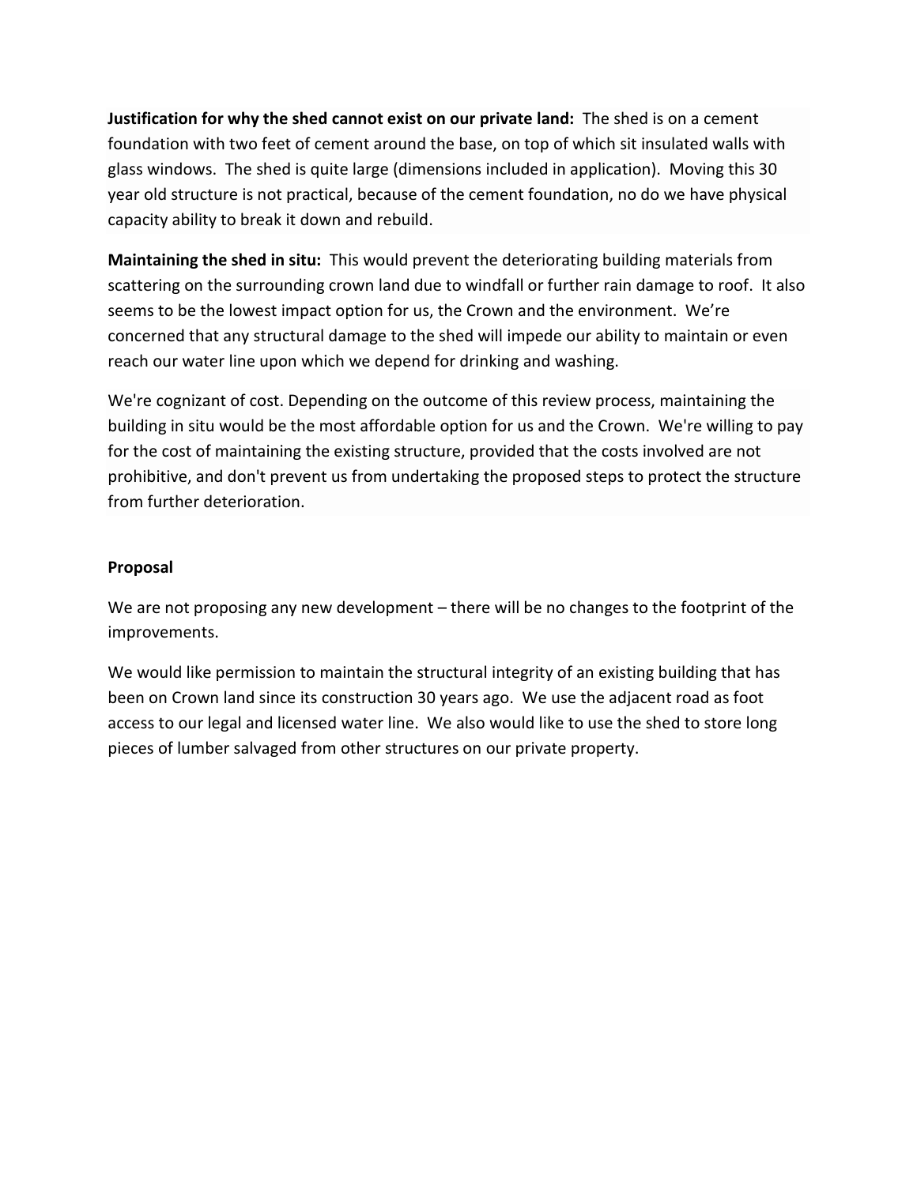**Justification for why the shed cannot exist on our private land:** The shed is on a cement foundation with two feet of cement around the base, on top of which sit insulated walls with glass windows. The shed is quite large (dimensions included in application). Moving this 30 year old structure is not practical, because of the cement foundation, no do we have physical capacity ability to break it down and rebuild.

**Maintaining the shed in situ:** This would prevent the deteriorating building materials from scattering on the surrounding crown land due to windfall or further rain damage to roof. It also seems to be the lowest impact option for us, the Crown and the environment. We're concerned that any structural damage to the shed will impede our ability to maintain or even reach our water line upon which we depend for drinking and washing.

We're cognizant of cost. Depending on the outcome of this review process, maintaining the building in situ would be the most affordable option for us and the Crown. We're willing to pay for the cost of maintaining the existing structure, provided that the costs involved are not prohibitive, and don't prevent us from undertaking the proposed steps to protect the structure from further deterioration.

**Proposal**

We are not proposing any new development – there will be no changes to the footprint of the improvements.

We would like permission to maintain the structural integrity of an existing building that has been on Crown land since its construction 30 years ago. We use the adjacent road as foot access to our legal and licensed water line. We also would like to use the shed to store long pieces of lumber salvaged from other structures on our private property.